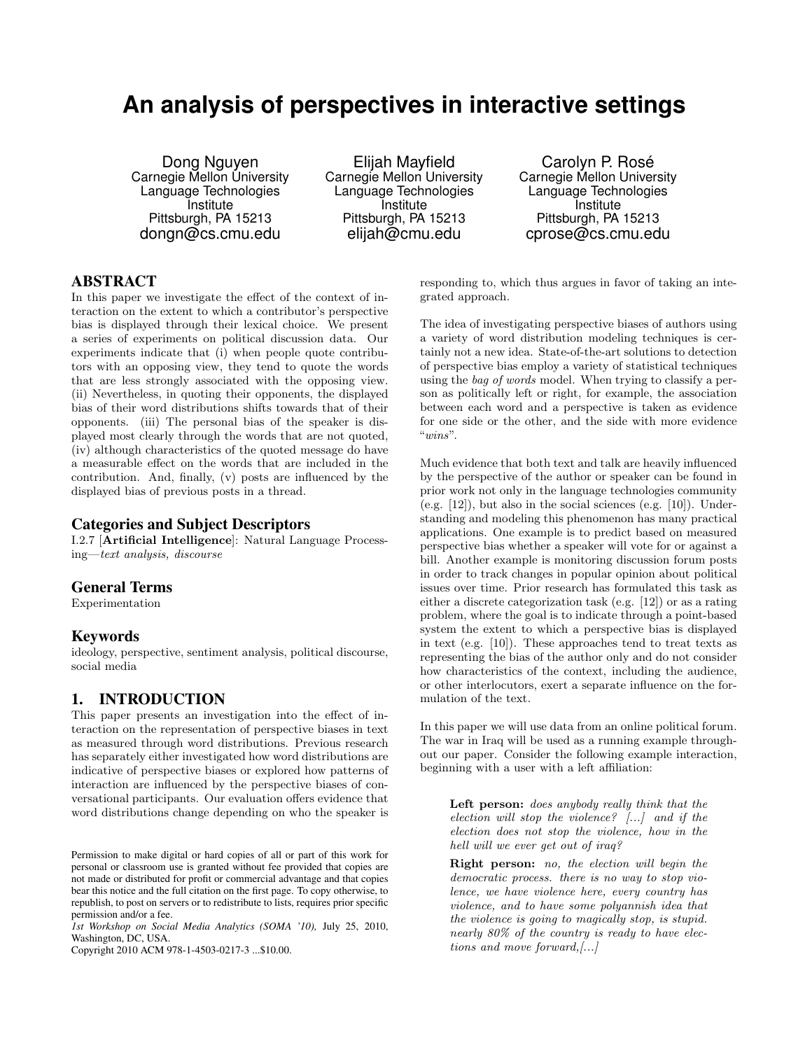# An analysis of perspectives in interactive settings

Dong Nguyen
Carnegie Mellon University
Language Technologies Institute
Pittsburgh, PA 15213
dongn@cs.cmu.edu

Elijah Mayfield
Carnegie Mellon University
Language Technologies Institute
Pittsburgh, PA 15213
elijah@cmu.edu

Carolyn P. Rosé
Carnegie Mellon University
Language Technologies Institute
Pittsburgh, PA 15213
cprose@cs.cmu.edu

## ABSTRACT

In this paper we investigate the effect of the context of interaction on the extent to which a contributor's perspective bias is displayed through their lexical choice. We present a series of experiments on political discussion data. Our experiments indicate that (i) when people quote contributors with an opposing view, they tend to quote the words that are less strongly associated with the opposing view. (ii) Nevertheless, in quoting their opponents, the displayed bias of their word distributions shifts towards that of their opponents. (iii) The personal bias of the speaker is displayed most clearly through the words that are not quoted, (iv) although characteristics of the quoted message do have a measurable effect on the words that are included in the contribution. And, finally, (v) posts are influenced by the displayed bias of previous posts in a thread.

### Categories and Subject Descriptors

I.2.7 [**Artificial Intelligence**]: Natural Language Processing—*text analysis, discourse*

### General Terms

Experimentation

### Keywords

ideology, perspective, sentiment analysis, political discourse, social media

## 1. INTRODUCTION

This paper presents an investigation into the effect of interaction on the representation of perspective biases in text as measured through word distributions. Previous research has separately either investigated how word distributions are indicative of perspective biases or explored how patterns of interaction are influenced by the perspective biases of conversational participants. Our evaluation offers evidence that word distributions change depending on who the speaker is responding to, which thus argues in favor of taking an integrated approach.

The idea of investigating perspective biases of authors using a variety of word distribution modeling techniques is certainly not a new idea. State-of-the-art solutions to detection of perspective bias employ a variety of statistical techniques using the *bag of words* model. When trying to classify a person as politically left or right, for example, the association between each word and a perspective is taken as evidence for one side or the other, and the side with more evidence "*wins*".

Much evidence that both text and talk are heavily influenced by the perspective of the author or speaker can be found in prior work not only in the language technologies community (e.g. [12]), but also in the social sciences (e.g. [10]). Understanding and modeling this phenomenon has many practical applications. One example is to predict based on measured perspective bias whether a speaker will vote for or against a bill. Another example is monitoring discussion forum posts in order to track changes in popular opinion about political issues over time. Prior research has formulated this task as either a discrete categorization task (e.g. [12]) or as a rating problem, where the goal is to indicate through a point-based system the extent to which a perspective bias is displayed in text (e.g. [10]). These approaches tend to treat texts as representing the bias of the author only and do not consider how characteristics of the context, including the audience, or other interlocutors, exert a separate influence on the formulation of the text.

In this paper we will use data from an online political forum. The war in Iraq will be used as a running example throughout our paper. Consider the following example interaction, beginning with a user with a left affiliation:

> **Left person:** *does anybody really think that the election will stop the violence? [...] and if the election does not stop the violence, how in the hell will we ever get out of iraq?*
>
> **Right person:** *no, the election will begin the democratic process. there is no way to stop violence, we have violence here, every country has violence, and to have some polyannish idea that the violence is going to magically stop, is stupid. nearly 80% of the country is ready to have elections and move forward,[...]*

Permission to make digital or hard copies of all or part of this work for personal or classroom use is granted without fee provided that copies are not made or distributed for profit or commercial advantage and that copies bear this notice and the full citation on the first page. To copy otherwise, to republish, to post on servers or to redistribute to lists, requires prior specific permission and/or a fee.
*1st Workshop on Social Media Analytics (SOMA '10),* July 25, 2010, Washington, DC, USA.
Copyright 2010 ACM 978-1-4503-0217-3 ...$10.00.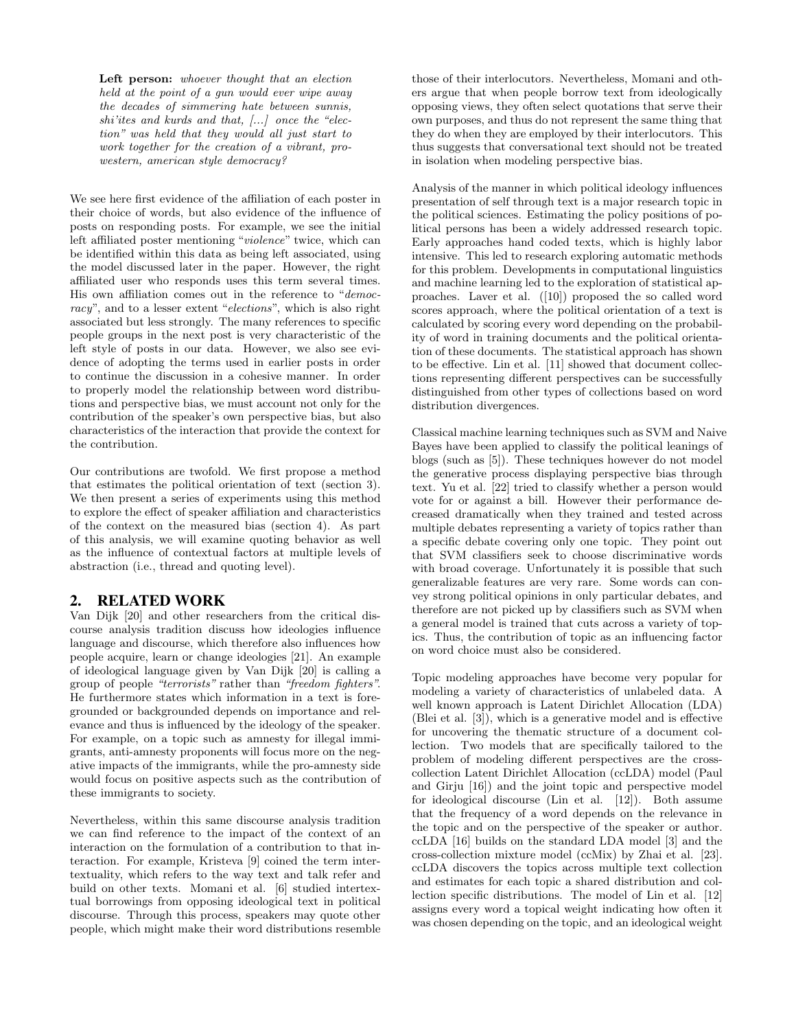**Left person:** *whoever thought that an election held at the point of a gun would ever wipe away the decades of simmering hate between sunnis, shi'ites and kurds and that, [...] once the "election" was held that they would all just start to work together for the creation of a vibrant, pro-western, american style democracy?*

We see here first evidence of the affiliation of each poster in their choice of words, but also evidence of the influence of posts on responding posts. For example, we see the initial left affiliated poster mentioning "*violence*" twice, which can be identified within this data as being left associated, using the model discussed later in the paper. However, the right affiliated user who responds uses this term several times. His own affiliation comes out in the reference to "*democracy*", and to a lesser extent "*elections*", which is also right associated but less strongly. The many references to specific people groups in the next post is very characteristic of the left style of posts in our data. However, we also see evidence of adopting the terms used in earlier posts in order to continue the discussion in a cohesive manner. In order to properly model the relationship between word distributions and perspective bias, we must account not only for the contribution of the speaker's own perspective bias, but also characteristics of the interaction that provide the context for the contribution.

Our contributions are twofold. We first propose a method that estimates the political orientation of text (section 3). We then present a series of experiments using this method to explore the effect of speaker affiliation and characteristics of the context on the measured bias (section 4). As part of this analysis, we will examine quoting behavior as well as the influence of contextual factors at multiple levels of abstraction (i.e., thread and quoting level).

## 2. RELATED WORK

Van Dijk [20] and other researchers from the critical discourse analysis tradition discuss how ideologies influence language and discourse, which therefore also influences how people acquire, learn or change ideologies [21]. An example of ideological language given by Van Dijk [20] is calling a group of people *"terrorists"* rather than *"freedom fighters"*. He furthermore states which information in a text is foregrounded or backgrounded depends on importance and relevance and thus is influenced by the ideology of the speaker. For example, on a topic such as amnesty for illegal immigrants, anti-amnesty proponents will focus more on the negative impacts of the immigrants, while the pro-amnesty side would focus on positive aspects such as the contribution of these immigrants to society.

Nevertheless, within this same discourse analysis tradition we can find reference to the impact of the context of an interaction on the formulation of a contribution to that interaction. For example, Kristeva [9] coined the term intertextuality, which refers to the way text and talk refer and build on other texts. Momani et al. [6] studied intertextual borrowings from opposing ideological text in political discourse. Through this process, speakers may quote other people, which might make their word distributions resemble those of their interlocutors. Nevertheless, Momani and others argue that when people borrow text from ideologically opposing views, they often select quotations that serve their own purposes, and thus do not represent the same thing that they do when they are employed by their interlocutors. This thus suggests that conversational text should not be treated in isolation when modeling perspective bias.

Analysis of the manner in which political ideology influences presentation of self through text is a major research topic in the political sciences. Estimating the policy positions of political persons has been a widely addressed research topic. Early approaches hand coded texts, which is highly labor intensive. This led to research exploring automatic methods for this problem. Developments in computational linguistics and machine learning led to the exploration of statistical approaches. Laver et al. ([10]) proposed the so called word scores approach, where the political orientation of a text is calculated by scoring every word depending on the probability of word in training documents and the political orientation of these documents. The statistical approach has shown to be effective. Lin et al. [11] showed that document collections representing different perspectives can be successfully distinguished from other types of collections based on word distribution divergences.

Classical machine learning techniques such as SVM and Naive Bayes have been applied to classify the political leanings of blogs (such as [5]). These techniques however do not model the generative process displaying perspective bias through text. Yu et al. [22] tried to classify whether a person would vote for or against a bill. However their performance decreased dramatically when they trained and tested across multiple debates representing a variety of topics rather than a specific debate covering only one topic. They point out that SVM classifiers seek to choose discriminative words with broad coverage. Unfortunately it is possible that such generalizable features are very rare. Some words can convey strong political opinions in only particular debates, and therefore are not picked up by classifiers such as SVM when a general model is trained that cuts across a variety of topics. Thus, the contribution of topic as an influencing factor on word choice must also be considered.

Topic modeling approaches have become very popular for modeling a variety of characteristics of unlabeled data. A well known approach is Latent Dirichlet Allocation (LDA) (Blei et al. [3]), which is a generative model and is effective for uncovering the thematic structure of a document collection. Two models that are specifically tailored to the problem of modeling different perspectives are the cross-collection Latent Dirichlet Allocation (ccLDA) model (Paul and Girju [16]) and the joint topic and perspective model for ideological discourse (Lin et al. [12]). Both assume that the frequency of a word depends on the relevance in the topic and on the perspective of the speaker or author. ccLDA [16] builds on the standard LDA model [3] and the cross-collection mixture model (ccMix) by Zhai et al. [23]. ccLDA discovers the topics across multiple text collection and estimates for each topic a shared distribution and collection specific distributions. The model of Lin et al. [12] assigns every word a topical weight indicating how often it was chosen depending on the topic, and an ideological weight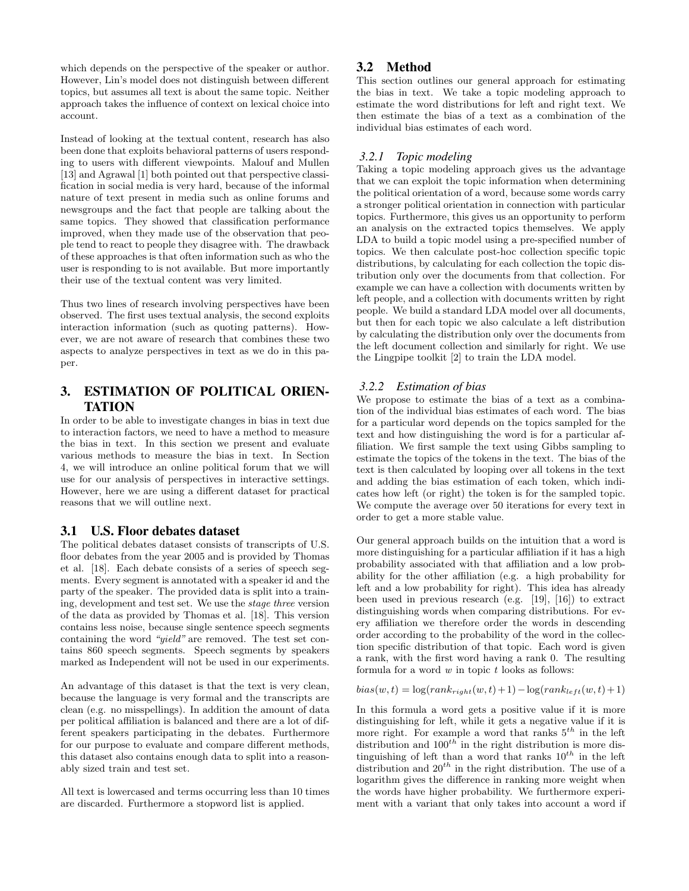which depends on the perspective of the speaker or author. However, Lin's model does not distinguish between different topics, but assumes all text is about the same topic. Neither approach takes the influence of context on lexical choice into account.

Instead of looking at the textual content, research has also been done that exploits behavioral patterns of users responding to users with different viewpoints. Malouf and Mullen [13] and Agrawal [1] both pointed out that perspective classification in social media is very hard, because of the informal nature of text present in media such as online forums and newsgroups and the fact that people are talking about the same topics. They showed that classification performance improved, when they made use of the observation that people tend to react to people they disagree with. The drawback of these approaches is that often information such as who the user is responding to is not available. But more importantly their use of the textual content was very limited.

Thus two lines of research involving perspectives have been observed. The first uses textual analysis, the second exploits interaction information (such as quoting patterns). However, we are not aware of research that combines these two aspects to analyze perspectives in text as we do in this paper.

## 3. ESTIMATION OF POLITICAL ORIENTATION

In order to be able to investigate changes in bias in text due to interaction factors, we need to have a method to measure the bias in text. In this section we present and evaluate various methods to measure the bias in text. In Section 4, we will introduce an online political forum that we will use for our analysis of perspectives in interactive settings. However, here we are using a different dataset for practical reasons that we will outline next.

### 3.1 U.S. Floor debates dataset

The political debates dataset consists of transcripts of U.S. floor debates from the year 2005 and is provided by Thomas et al. [18]. Each debate consists of a series of speech segments. Every segment is annotated with a speaker id and the party of the speaker. The provided data is split into a training, development and test set. We use the *stage three* version of the data as provided by Thomas et al. [18]. This version contains less noise, because single sentence speech segments containing the word *"yield"* are removed. The test set contains 860 speech segments. Speech segments by speakers marked as Independent will not be used in our experiments.

An advantage of this dataset is that the text is very clean, because the language is very formal and the transcripts are clean (e.g. no misspellings). In addition the amount of data per political affiliation is balanced and there are a lot of different speakers participating in the debates. Furthermore for our purpose to evaluate and compare different methods, this dataset also contains enough data to split into a reasonably sized train and test set.

All text is lowercased and terms occurring less than 10 times are discarded. Furthermore a stopword list is applied.

### 3.2 Method

This section outlines our general approach for estimating the bias in text. We take a topic modeling approach to estimate the word distributions for left and right text. We then estimate the bias of a text as a combination of the individual bias estimates of each word.

#### *3.2.1 Topic modeling*

Taking a topic modeling approach gives us the advantage that we can exploit the topic information when determining the political orientation of a word, because some words carry a stronger political orientation in connection with particular topics. Furthermore, this gives us an opportunity to perform an analysis on the extracted topics themselves. We apply LDA to build a topic model using a pre-specified number of topics. We then calculate post-hoc collection specific topic distributions, by calculating for each collection the topic distribution only over the documents from that collection. For example we can have a collection with documents written by left people, and a collection with documents written by right people. We build a standard LDA model over all documents, but then for each topic we also calculate a left distribution by calculating the distribution only over the documents from the left document collection and similarly for right. We use the Lingpipe toolkit [2] to train the LDA model.

#### *3.2.2 Estimation of bias*

We propose to estimate the bias of a text as a combination of the individual bias estimates of each word. The bias for a particular word depends on the topics sampled for the text and how distinguishing the word is for a particular affiliation. We first sample the text using Gibbs sampling to estimate the topics of the tokens in the text. The bias of the text is then calculated by looping over all tokens in the text and adding the bias estimation of each token, which indicates how left (or right) the token is for the sampled topic. We compute the average over 50 iterations for every text in order to get a more stable value.

Our general approach builds on the intuition that a word is more distinguishing for a particular affiliation if it has a high probability associated with that affiliation and a low probability for the other affiliation (e.g. a high probability for left and a low probability for right). This idea has already been used in previous research (e.g. [19], [16]) to extract distinguishing words when comparing distributions. For every affiliation we therefore order the words in descending order according to the probability of the word in the collection specific distribution of that topic. Each word is given a rank, with the first word having a rank 0. The resulting formula for a word $w$ in topic $t$ looks as follows:

$$bias(w, t) = \log(rank_{right}(w, t) + 1) - \log(rank_{left}(w, t) + 1)$$

In this formula a word gets a positive value if it is more distinguishing for left, while it gets a negative value if it is more right. For example a word that ranks $5^{th}$ in the left distribution and $100^{th}$ in the right distribution is more distinguishing of left than a word that ranks $10^{th}$ in the left distribution and $20^{th}$ in the right distribution. The use of a logarithm gives the difference in ranking more weight when the words have higher probability. We furthermore experiment with a variant that only takes into account a word if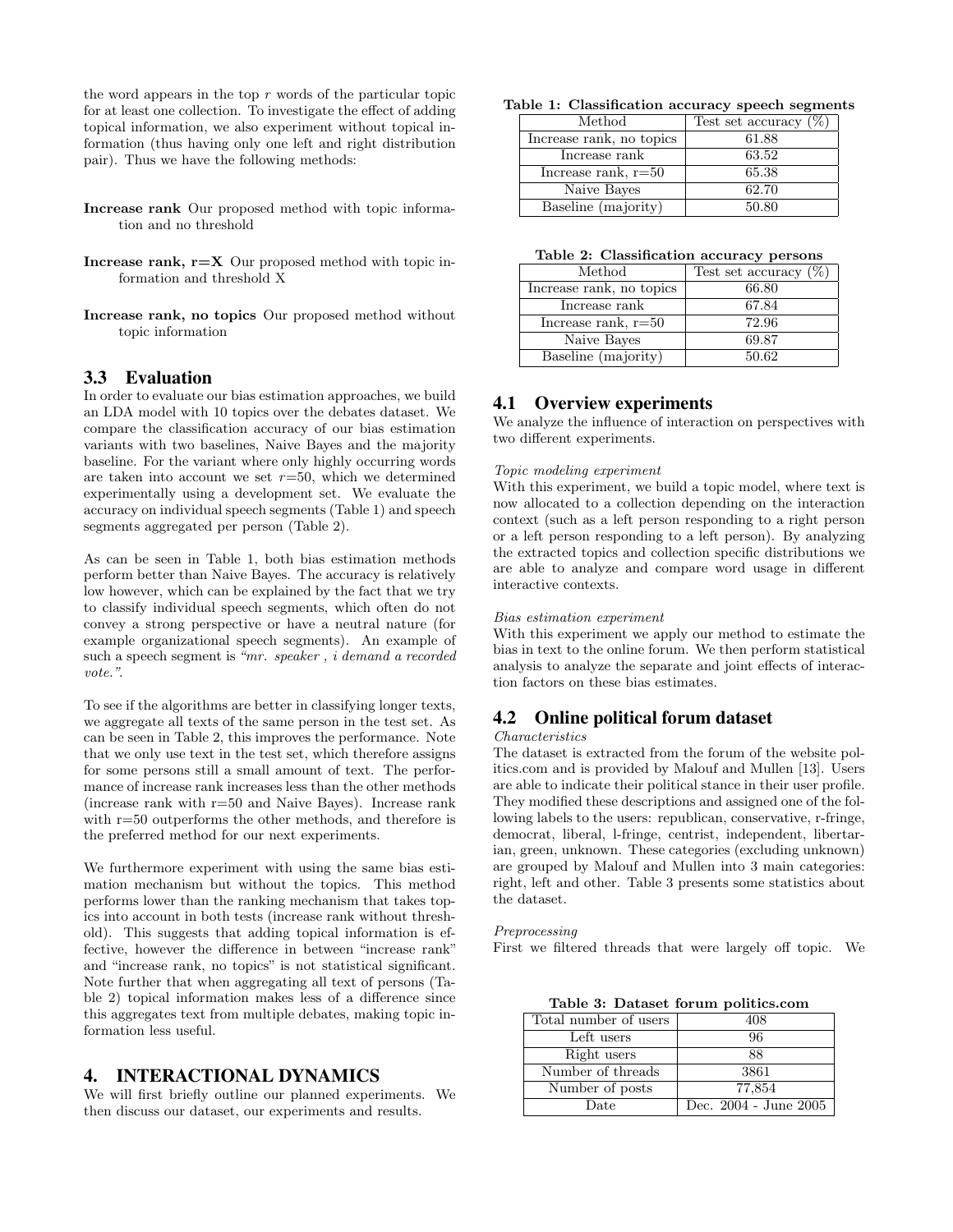the word appears in the top $r$ words of the particular topic for at least one collection. To investigate the effect of adding topical information, we also experiment without topical information (thus having only one left and right distribution pair). Thus we have the following methods:

**Increase rank** Our proposed method with topic information and no threshold

**Increase rank, r=X** Our proposed method with topic information and threshold X

**Increase rank, no topics** Our proposed method without topic information

### 3.3 Evaluation

In order to evaluate our bias estimation approaches, we build an LDA model with 10 topics over the debates dataset. We compare the classification accuracy of our bias estimation variants with two baselines, Naive Bayes and the majority baseline. For the variant where only highly occurring words are taken into account we set $r$=50, which we determined experimentally using a development set. We evaluate the accuracy on individual speech segments (Table 1) and speech segments aggregated per person (Table 2).

As can be seen in Table 1, both bias estimation methods perform better than Naive Bayes. The accuracy is relatively low however, which can be explained by the fact that we try to classify individual speech segments, which often do not convey a strong perspective or have a neutral nature (for example organizational speech segments). An example of such a speech segment is *"mr. speaker , i demand a recorded vote."*.

To see if the algorithms are better in classifying longer texts, we aggregate all texts of the same person in the test set. As can be seen in Table 2, this improves the performance. Note that we only use text in the test set, which therefore assigns for some persons still a small amount of text. The performance of increase rank increases less than the other methods (increase rank with r=50 and Naive Bayes). Increase rank with r=50 outperforms the other methods, and therefore is the preferred method for our next experiments.

We furthermore experiment with using the same bias estimation mechanism but without the topics. This method performs lower than the ranking mechanism that takes topics into account in both tests (increase rank without threshold). This suggests that adding topical information is effective, however the difference in between "increase rank" and "increase rank, no topics" is not statistical significant. Note further that when aggregating all text of persons (Table 2) topical information makes less of a difference since this aggregates text from multiple debates, making topic information less useful.

**Table 1: Classification accuracy speech segments**

| Method | Test set accuracy (%) |
|---|---|
| Increase rank, no topics | 61.88 |
| Increase rank | 63.52 |
| Increase rank, r=50 | 65.38 |
| Naive Bayes | 62.70 |
| Baseline (majority) | 50.80 |

**Table 2: Classification accuracy persons**

| Method | Test set accuracy (%) |
|---|---|
| Increase rank, no topics | 66.80 |
| Increase rank | 67.84 |
| Increase rank, r=50 | 72.96 |
| Naive Bayes | 69.87 |
| Baseline (majority) | 50.62 |

## 4. INTERACTIONAL DYNAMICS

We will first briefly outline our planned experiments. We then discuss our dataset, our experiments and results.

### 4.1 Overview experiments

We analyze the influence of interaction on perspectives with two different experiments.

*Topic modeling experiment*

With this experiment, we build a topic model, where text is now allocated to a collection depending on the interaction context (such as a left person responding to a right person or a left person responding to a left person). By analyzing the extracted topics and collection specific distributions we are able to analyze and compare word usage in different interactive contexts.

*Bias estimation experiment*

With this experiment we apply our method to estimate the bias in text to the online forum. We then perform statistical analysis to analyze the separate and joint effects of interaction factors on these bias estimates.

### 4.2 Online political forum dataset

*Characteristics*

The dataset is extracted from the forum of the website politics.com and is provided by Malouf and Mullen [13]. Users are able to indicate their political stance in their user profile. They modified these descriptions and assigned one of the following labels to the users: republican, conservative, r-fringe, democrat, liberal, l-fringe, centrist, independent, libertarian, green, unknown. These categories (excluding unknown) are grouped by Malouf and Mullen into 3 main categories: right, left and other. Table 3 presents some statistics about the dataset.

*Preprocessing*

First we filtered threads that were largely off topic. We

**Table 3: Dataset forum politics.com**

| | |
|---|---|
| Total number of users | 408 |
| Left users | 96 |
| Right users | 88 |
| Number of threads | 3861 |
| Number of posts | 77,854 |
| Date | Dec. 2004 - June 2005 |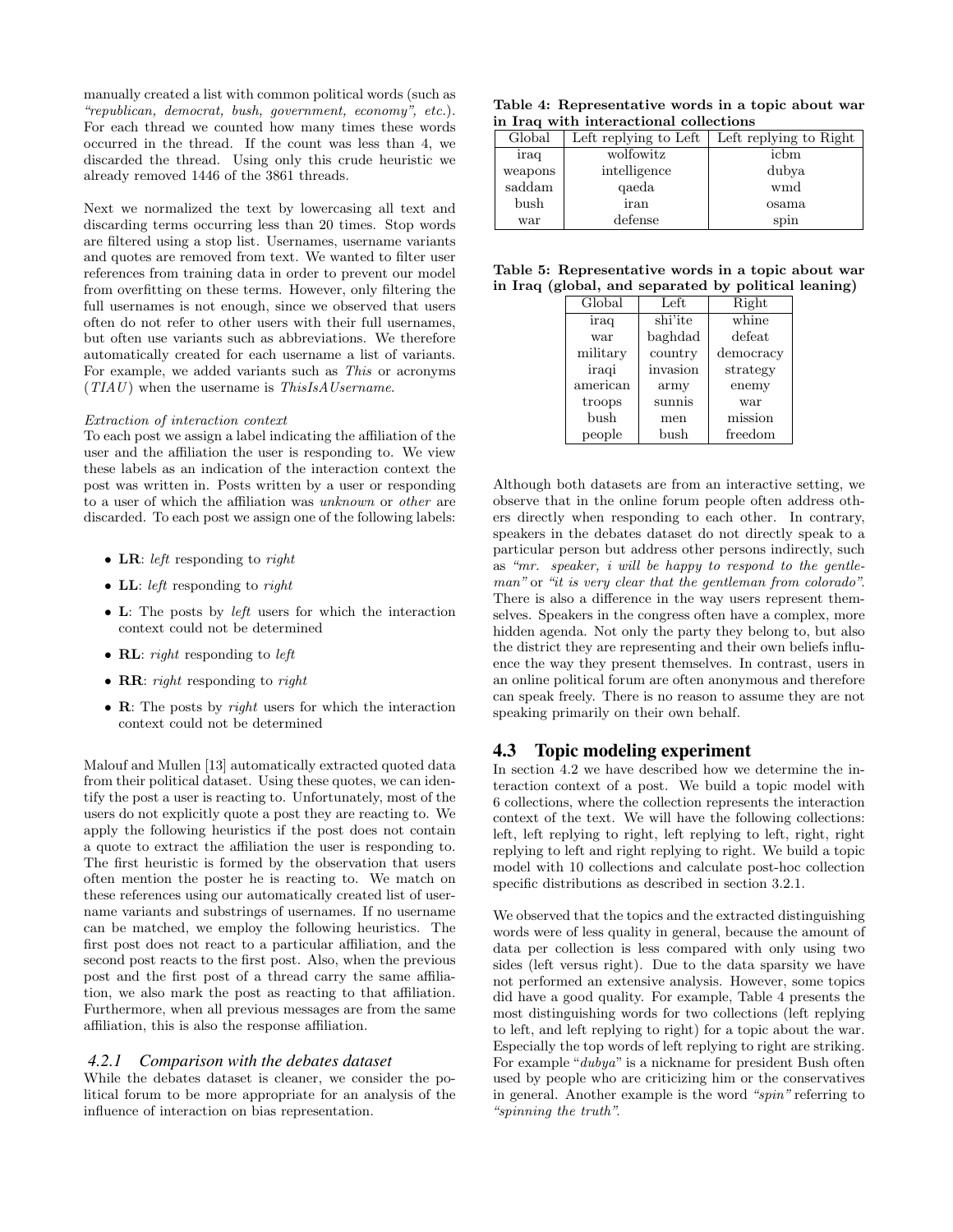manually created a list with common political words (such as *"republican, democrat, bush, government, economy", etc.*). For each thread we counted how many times these words occurred in the thread. If the count was less than 4, we discarded the thread. Using only this crude heuristic we already removed 1446 of the 3861 threads.

Next we normalized the text by lowercasing all text and discarding terms occurring less than 20 times. Stop words are filtered using a stop list. Usernames, username variants and quotes are removed from text. We wanted to filter user references from training data in order to prevent our model from overfitting on these terms. However, only filtering the full usernames is not enough, since we observed that users often do not refer to other users with their full usernames, but often use variants such as abbreviations. We therefore automatically created for each username a list of variants. For example, we added variants such as *This* or acronyms (*TIAU*) when the username is *ThisIsAUsername*.

*Extraction of interaction context*
To each post we assign a label indicating the affiliation of the user and the affiliation the user is responding to. We view these labels as an indication of the interaction context the post was written in. Posts written by a user or responding to a user of which the affiliation was *unknown* or *other* are discarded. To each post we assign one of the following labels:

- **LR**: *left* responding to *right*
- **LL**: *left* responding to *right*
- **L**: The posts by *left* users for which the interaction context could not be determined
- **RL**: *right* responding to *left*
- **RR**: *right* responding to *right*
- **R**: The posts by *right* users for which the interaction context could not be determined

Malouf and Mullen [13] automatically extracted quoted data from their political dataset. Using these quotes, we can identify the post a user is reacting to. Unfortunately, most of the users do not explicitly quote a post they are reacting to. We apply the following heuristics if the post does not contain a quote to extract the affiliation the user is responding to. The first heuristic is formed by the observation that users often mention the poster he is reacting to. We match on these references using our automatically created list of username variants and substrings of usernames. If no username can be matched, we employ the following heuristics. The first post does not react to a particular affiliation, and the second post reacts to the first post. Also, when the previous post and the first post of a thread carry the same affiliation, we also mark the post as reacting to that affiliation. Furthermore, when all previous messages are from the same affiliation, this is also the response affiliation.

### 4.2.1 Comparison with the debates dataset

While the debates dataset is cleaner, we consider the political forum to be more appropriate for an analysis of the influence of interaction on bias representation.

**Table 4: Representative words in a topic about war in Iraq with interactional collections**

| Global | Left replying to Left | Left replying to Right |
|---|---|---|
| iraq | wolfowitz | icbm |
| weapons | intelligence | dubya |
| saddam | qaeda | wmd |
| bush | iran | osama |
| war | defense | spin |

**Table 5: Representative words in a topic about war in Iraq (global, and separated by political leaning)**

| Global | Left | Right |
|---|---|---|
| iraq | shi'ite | whine |
| war | baghdad | defeat |
| military | country | democracy |
| iraqi | invasion | strategy |
| american | army | enemy |
| troops | sunnis | war |
| bush | men | mission |
| people | bush | freedom |

Although both datasets are from an interactive setting, we observe that in the online forum people often address others directly when responding to each other. In contrary, speakers in the debates dataset do not directly speak to a particular person but address other persons indirectly, such as *"mr. speaker, i will be happy to respond to the gentleman"* or *"it is very clear that the gentleman from colorado"*. There is also a difference in the way users represent themselves. Speakers in the congress often have a complex, more hidden agenda. Not only the party they belong to, but also the district they are representing and their own beliefs influence the way they present themselves. In contrast, users in an online political forum are often anonymous and therefore can speak freely. There is no reason to assume they are not speaking primarily on their own behalf.

## 4.3 Topic modeling experiment

In section 4.2 we have described how we determine the interaction context of a post. We build a topic model with 6 collections, where the collection represents the interaction context of the text. We will have the following collections: left, left replying to right, left replying to left, right, right replying to left and right replying to right. We build a topic model with 10 collections and calculate post-hoc collection specific distributions as described in section 3.2.1.

We observed that the topics and the extracted distinguishing words were of less quality in general, because the amount of data per collection is less compared with only using two sides (left versus right). Due to the data sparsity we have not performed an extensive analysis. However, some topics did have a good quality. For example, Table 4 presents the most distinguishing words for two collections (left replying to left, and left replying to right) for a topic about the war. Especially the top words of left replying to right are striking. For example "*dubya*" is a nickname for president Bush often used by people who are criticizing him or the conservatives in general. Another example is the word *"spin"* referring to *"spinning the truth"*.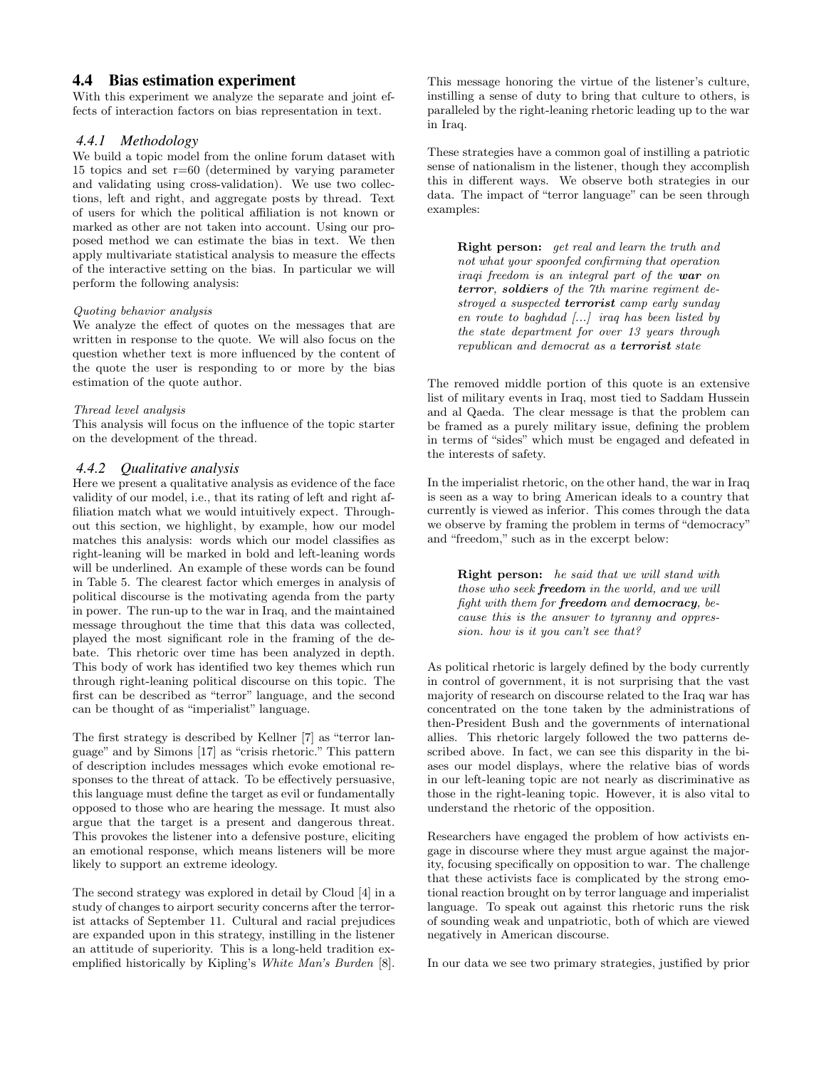## 4.4 Bias estimation experiment

With this experiment we analyze the separate and joint effects of interaction factors on bias representation in text.

### 4.4.1 Methodology

We build a topic model from the online forum dataset with 15 topics and set r=60 (determined by varying parameter and validating using cross-validation). We use two collections, left and right, and aggregate posts by thread. Text of users for which the political affiliation is not known or marked as other are not taken into account. Using our proposed method we can estimate the bias in text. We then apply multivariate statistical analysis to measure the effects of the interactive setting on the bias. In particular we will perform the following analysis:

*Quoting behavior analysis*

We analyze the effect of quotes on the messages that are written in response to the quote. We will also focus on the question whether text is more influenced by the content of the quote the user is responding to or more by the bias estimation of the quote author.

*Thread level analysis*

This analysis will focus on the influence of the topic starter on the development of the thread.

### 4.4.2 Qualitative analysis

Here we present a qualitative analysis as evidence of the face validity of our model, i.e., that its rating of left and right affiliation match what we would intuitively expect. Throughout this section, we highlight, by example, how our model matches this analysis: words which our model classifies as right-leaning will be marked in bold and left-leaning words will be underlined. An example of these words can be found in Table 5. The clearest factor which emerges in analysis of political discourse is the motivating agenda from the party in power. The run-up to the war in Iraq, and the maintained message throughout the time that this data was collected, played the most significant role in the framing of the debate. This rhetoric over time has been analyzed in depth. This body of work has identified two key themes which run through right-leaning political discourse on this topic. The first can be described as "terror" language, and the second can be thought of as "imperialist" language.

The first strategy is described by Kellner [7] as "terror language" and by Simons [17] as "crisis rhetoric." This pattern of description includes messages which evoke emotional responses to the threat of attack. To be effectively persuasive, this language must define the target as evil or fundamentally opposed to those who are hearing the message. It must also argue that the target is a present and dangerous threat. This provokes the listener into a defensive posture, eliciting an emotional response, which means listeners will be more likely to support an extreme ideology.

The second strategy was explored in detail by Cloud [4] in a study of changes to airport security concerns after the terrorist attacks of September 11. Cultural and racial prejudices are expanded upon in this strategy, instilling in the listener an attitude of superiority. This is a long-held tradition exemplified historically by Kipling's *White Man's Burden* [8]. This message honoring the virtue of the listener's culture, instilling a sense of duty to bring that culture to others, is paralleled by the right-leaning rhetoric leading up to the war in Iraq.

These strategies have a common goal of instilling a patriotic sense of nationalism in the listener, though they accomplish this in different ways. We observe both strategies in our data. The impact of "terror language" can be seen through examples:

> **Right person:** *get real and learn the truth and not what your spoonfed confirming that operation iraqi freedom is an integral part of the* ***war*** *on* ***terror, soldiers*** *of the 7th marine regiment destroyed a suspected* ***terrorist*** *camp early sunday en route to baghdad [...] iraq has been listed by the state department for over 13 years through republican and democrat as a* ***terrorist*** *state*

The removed middle portion of this quote is an extensive list of military events in Iraq, most tied to Saddam Hussein and al Qaeda. The clear message is that the problem can be framed as a purely military issue, defining the problem in terms of "sides" which must be engaged and defeated in the interests of safety.

In the imperialist rhetoric, on the other hand, the war in Iraq is seen as a way to bring American ideals to a country that currently is viewed as inferior. This comes through the data we observe by framing the problem in terms of "democracy" and "freedom," such as in the excerpt below:

> **Right person:** *he said that we will stand with those who seek* ***freedom*** *in the world, and we will fight with them for* ***freedom*** *and* ***democracy,*** *because this is the answer to tyranny and oppression. how is it you can't see that?*

As political rhetoric is largely defined by the body currently in control of government, it is not surprising that the vast majority of research on discourse related to the Iraq war has concentrated on the tone taken by the administrations of then-President Bush and the governments of international allies. This rhetoric largely followed the two patterns described above. In fact, we can see this disparity in the biases our model displays, where the relative bias of words in our left-leaning topic are not nearly as discriminative as those in the right-leaning topic. However, it is also vital to understand the rhetoric of the opposition.

Researchers have engaged the problem of how activists engage in discourse where they must argue against the majority, focusing specifically on opposition to war. The challenge that these activists face is complicated by the strong emotional reaction brought on by terror language and imperialist language. To speak out against this rhetoric runs the risk of sounding weak and unpatriotic, both of which are viewed negatively in American discourse.

In our data we see two primary strategies, justified by prior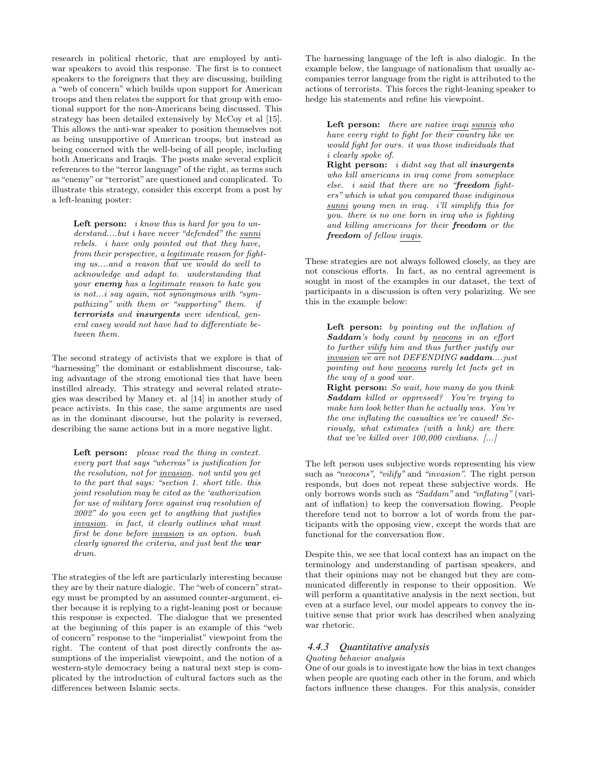research in political rhetoric, that are employed by anti-war speakers to avoid this response. The first is to connect speakers to the foreigners that they are discussing, building a "web of concern" which builds upon support for American troops and then relates the support for that group with emotional support for the non-Americans being discussed. This strategy has been detailed extensively by McCoy et al [15]. This allows the anti-war speaker to position themselves not as being unsupportive of American troops, but instead as being concerned with the well-being of all people, including both Americans and Iraqis. The posts make several explicit references to the "terror language" of the right, as terms such as "enemy" or "terrorist" are questioned and complicated. To illustrate this strategy, consider this excerpt from a post by a left-leaning poster:

> **Left person:** *i know this is hard for you to understand....but i have never "defended" the sunni rebels. i have only pointed out that they have, from their perspective, a legitimate reason for fighting us....and a reason that we would do well to acknowledge and adapt to. understanding that your **enemy** has a legitimate reason to hate you is not...i say again, not synonymous with "sympathizing" with them or "supporting" them. if **terrorists** and **insurgents** were identical, general casey would not have had to differentiate between them.*

The second strategy of activists that we explore is that of "harnessing" the dominant or establishment discourse, taking advantage of the strong emotional ties that have been instilled already. This strategy and several related strategies was described by Maney et. al [14] in another study of peace activists. In this case, the same arguments are used as in the dominant discourse, but the polarity is reversed, describing the same actions but in a more negative light.

> **Left person:** *please read the thing in context. every part that says "whereas" is justification for the resolution, not for invasion. not until you get to the part that says: "section 1. short title. this joint resolution may be cited as the 'authorization for use of military force against iraq resolution of 2002" do you even get to anything that justifies invasion. in fact, it clearly outlines what must first be done before invasion is an option. bush clearly ignored the criteria, and just beat the **war** drum.*

The strategies of the left are particularly interesting because they are by their nature dialogic. The "web of concern" strategy must be prompted by an assumed counter-argument, either because it is replying to a right-leaning post or because this response is expected. The dialogue that we presented at the beginning of this paper is an example of this "web of concern" response to the "imperialist" viewpoint from the right. The content of that post directly confronts the assumptions of the imperialist viewpoint, and the notion of a western-style democracy being a natural next step is complicated by the introduction of cultural factors such as the differences between Islamic sects.

The harnessing language of the left is also dialogic. In the example below, the language of nationalism that usually accompanies terror language from the right is attributed to the actions of terrorists. This forces the right-leaning speaker to hedge his statements and refine his viewpoint.

> **Left person:** *there are native iraqi sunnis who have every right to fight for their country like we would fight for ours. it was those individuals that i clearly spoke of.*
> **Right person:** *i didnt say that all **insurgents** who kill americans in iraq come from someplace else. i said that there are no "**freedom** fighters" which is what you compared those indiginous sunni young men in iraq. i'll simplify this for you. there is no one born in iraq who is fighting and killing americans for their **freedom** or the **freedom** of fellow iraqis.*

These strategies are not always followed closely, as they are not conscious efforts. In fact, as no central agreement is sought in most of the examples in our dataset, the text of participants in a discussion is often very polarizing. We see this in the example below:

> **Left person:** *by pointing out the inflation of **Saddam**'s body count by neocons in an effort to further vilify him and thus further justify our invasion we are not DEFENDING **saddam**....just pointing out how neocons rarely let facts get in the way of a good war.*
> **Right person:** *So wait, how many do you think **Saddam** killed or oppressed? You're trying to make him look better than he actually was. You're the one inflating the casualties we've caused! Seriously, what estimates (with a link) are there that we've killed over 100,000 civilians. [...]*

The left person uses subjective words representing his view such as *"neocons", "vilify"* and *"invasion"*. The right person responds, but does not repeat these subjective words. He only borrows words such as *"Saddam"* and *"inflating"* (variant of inflation) to keep the conversation flowing. People therefore tend not to borrow a lot of words from the participants with the opposing view, except the words that are functional for the conversation flow.

Despite this, we see that local context has an impact on the terminology and understanding of partisan speakers, and that their opinions may not be changed but they are communicated differently in response to their opposition. We will perform a quantitative analysis in the next section, but even at a surface level, our model appears to convey the intuitive sense that prior work has described when analyzing war rhetoric.

#### 4.4.3 Quantitative analysis

*Quoting behavior analysis*

One of our goals is to investigate how the bias in text changes when people are quoting each other in the forum, and which factors influence these changes. For this analysis, consider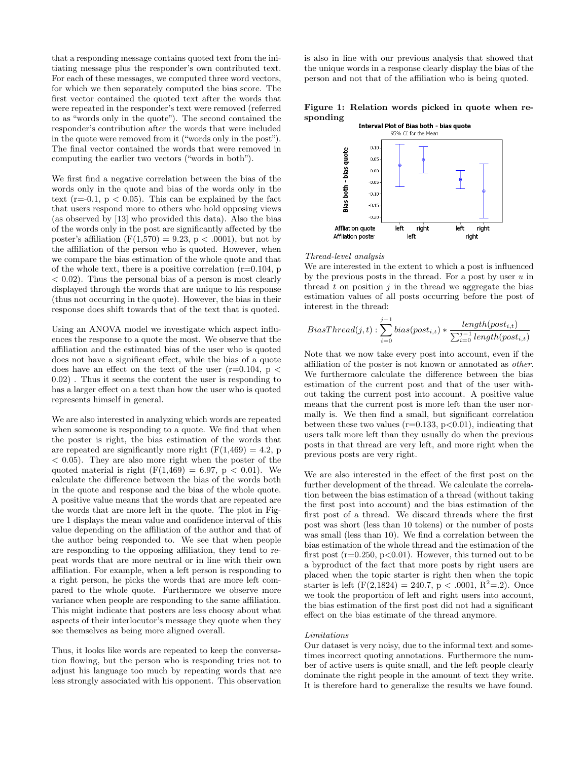that a responding message contains quoted text from the initiating message plus the responder's own contributed text. For each of these messages, we computed three word vectors, for which we then separately computed the bias score. The first vector contained the quoted text after the words that were repeated in the responder's text were removed (referred to as "words only in the quote"). The second contained the responder's contribution after the words that were included in the quote were removed from it ("words only in the post"). The final vector contained the words that were removed in computing the earlier two vectors ("words in both").

We first find a negative correlation between the bias of the words only in the quote and bias of the words only in the text ($r=-0.1$, $p < 0.05$). This can be explained by the fact that users respond more to others who hold opposing views (as observed by [13] who provided this data). Also the bias of the words only in the post are significantly affected by the poster's affiliation ($F(1,570) = 9.23$, $p < .0001$), but not by the affiliation of the person who is quoted. However, when we compare the bias estimation of the whole quote and that of the whole text, there is a positive correlation ($r=0.104$, $p < 0.02$). Thus the personal bias of a person is most clearly displayed through the words that are unique to his response (thus not occurring in the quote). However, the bias in their response does shift towards that of the text that is quoted.

Using an ANOVA model we investigate which aspect influences the response to a quote the most. We observe that the affiliation and the estimated bias of the user who is quoted does not have a significant effect, while the bias of a quote does have an effect on the text of the user ($r=0.104$, $p < 0.02$) . Thus it seems the content the user is responding to has a larger effect on a text than how the user who is quoted represents himself in general.

We are also interested in analyzing which words are repeated when someone is responding to a quote. We find that when the poster is right, the bias estimation of the words that are repeated are significantly more right ($F(1,469) = 4.2$, $p < 0.05$). They are also more right when the poster of the quoted material is right ($F(1,469) = 6.97$, $p < 0.01$). We calculate the difference between the bias of the words both in the quote and response and the bias of the whole quote. A positive value means that the words that are repeated are the words that are more left in the quote. The plot in Figure 1 displays the mean value and confidence interval of this value depending on the affiliation of the author and that of the author being responded to. We see that when people are responding to the opposing affiliation, they tend to repeat words that are more neutral or in line with their own affiliation. For example, when a left person is responding to a right person, he picks the words that are more left compared to the whole quote. Furthermore we observe more variance when people are responding to the same affiliation. This might indicate that posters are less choosy about what aspects of their interlocutor's message they quote when they see themselves as being more aligned overall.

Thus, it looks like words are repeated to keep the conversation flowing, but the person who is responding tries not to adjust his language too much by repeating words that are less strongly associated with his opponent. This observation is also in line with our previous analysis that showed that the unique words in a response clearly display the bias of the person and not that of the affiliation who is being quoted.

**Figure 1: Relation words picked in quote when responding**

*Thread-level analysis*

We are interested in the extent to which a post is influenced by the previous posts in the thread. For a post by user $u$ in thread $t$ on position $j$ in the thread we aggregate the bias estimation values of all posts occurring before the post of interest in the thread:

$$BiasThread(j,t) : \sum_{i=0}^{j-1} bias(post_{i,t}) * \frac{length(post_{i,t})}{\sum_{i=0}^{j-1} length(post_{i,t})}$$

Note that we now take every post into account, even if the affiliation of the poster is not known or annotated as *other*. We furthermore calculate the difference between the bias estimation of the current post and that of the user without taking the current post into account. A positive value means that the current post is more left than the user normally is. We then find a small, but significant correlation between these two values ($r=0.133$, $p<0.01$), indicating that users talk more left than they usually do when the previous posts in that thread are very left, and more right when the previous posts are very right.

We are also interested in the effect of the first post on the further development of the thread. We calculate the correlation between the bias estimation of a thread (without taking the first post into account) and the bias estimation of the first post of a thread. We discard threads where the first post was short (less than 10 tokens) or the number of posts was small (less than 10). We find a correlation between the bias estimation of the whole thread and the estimation of the first post ($r=0.250$, $p<0.01$). However, this turned out to be a byproduct of the fact that more posts by right users are placed when the topic starter is right then when the topic starter is left ($F(2,1824) = 240.7$, $p < .0001$, $R^2=.2$). Once we took the proportion of left and right users into account, the bias estimation of the first post did not had a significant effect on the bias estimate of the thread anymore.

*Limitations*

Our dataset is very noisy, due to the informal text and sometimes incorrect quoting annotations. Furthermore the number of active users is quite small, and the left people clearly dominate the right people in the amount of text they write. It is therefore hard to generalize the results we have found.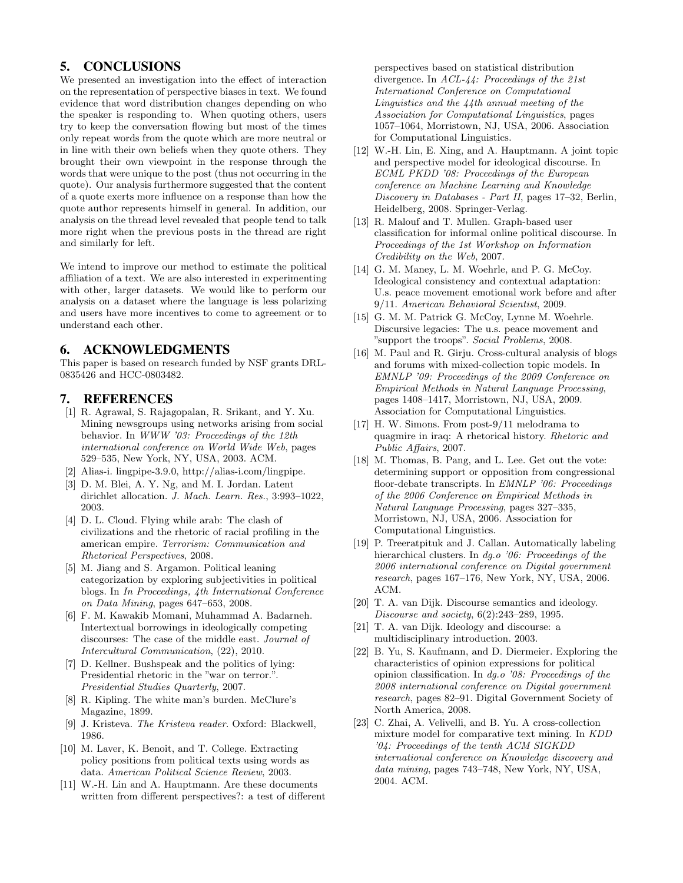## 5. CONCLUSIONS

We presented an investigation into the effect of interaction on the representation of perspective biases in text. We found evidence that word distribution changes depending on who the speaker is responding to. When quoting others, users try to keep the conversation flowing but most of the times only repeat words from the quote which are more neutral or in line with their own beliefs when they quote others. They brought their own viewpoint in the response through the words that were unique to the post (thus not occurring in the quote). Our analysis furthermore suggested that the content of a quote exerts more influence on a response than how the quote author represents himself in general. In addition, our analysis on the thread level revealed that people tend to talk more right when the previous posts in the thread are right and similarly for left.

We intend to improve our method to estimate the political affiliation of a text. We are also interested in experimenting with other, larger datasets. We would like to perform our analysis on a dataset where the language is less polarizing and users have more incentives to come to agreement or to understand each other.

## 6. ACKNOWLEDGMENTS

This paper is based on research funded by NSF grants DRL-0835426 and HCC-0803482.

## 7. REFERENCES

[1] R. Agrawal, S. Rajagopalan, R. Srikant, and Y. Xu. Mining newsgroups using networks arising from social behavior. In *WWW '03: Proceedings of the 12th international conference on World Wide Web*, pages 529–535, New York, NY, USA, 2003. ACM.

[2] Alias-i. lingpipe-3.9.0, http://alias-i.com/lingpipe.

[3] D. M. Blei, A. Y. Ng, and M. I. Jordan. Latent dirichlet allocation. *J. Mach. Learn. Res.*, 3:993–1022, 2003.

[4] D. L. Cloud. Flying while arab: The clash of civilizations and the rhetoric of racial profiling in the american empire. *Terrorism: Communication and Rhetorical Perspectives*, 2008.

[5] M. Jiang and S. Argamon. Political leaning categorization by exploring subjectivities in political blogs. In *In Proceedings, 4th International Conference on Data Mining*, pages 647–653, 2008.

[6] F. M. Kawakib Momani, Muhammad A. Badarneh. Intertextual borrowings in ideologically competing discourses: The case of the middle east. *Journal of Intercultural Communication*, (22), 2010.

[7] D. Kellner. Bushspeak and the politics of lying: Presidential rhetoric in the "war on terror.". *Presidential Studies Quarterly*, 2007.

[8] R. Kipling. The white man's burden. McClure's Magazine, 1899.

[9] J. Kristeva. *The Kristeva reader*. Oxford: Blackwell, 1986.

[10] M. Laver, K. Benoit, and T. College. Extracting policy positions from political texts using words as data. *American Political Science Review*, 2003.

[11] W.-H. Lin and A. Hauptmann. Are these documents written from different perspectives?: a test of different perspectives based on statistical distribution divergence. In *ACL-44: Proceedings of the 21st International Conference on Computational Linguistics and the 44th annual meeting of the Association for Computational Linguistics*, pages 1057–1064, Morristown, NJ, USA, 2006. Association for Computational Linguistics.

[12] W.-H. Lin, E. Xing, and A. Hauptmann. A joint topic and perspective model for ideological discourse. In *ECML PKDD '08: Proceedings of the European conference on Machine Learning and Knowledge Discovery in Databases - Part II*, pages 17–32, Berlin, Heidelberg, 2008. Springer-Verlag.

[13] R. Malouf and T. Mullen. Graph-based user classification for informal online political discourse. In *Proceedings of the 1st Workshop on Information Credibility on the Web*, 2007.

[14] G. M. Maney, L. M. Woehrle, and P. G. McCoy. Ideological consistency and contextual adaptation: U.s. peace movement emotional work before and after 9/11. *American Behavioral Scientist*, 2009.

[15] G. M. M. Patrick G. McCoy, Lynne M. Woehrle. Discursive legacies: The u.s. peace movement and "support the troops". *Social Problems*, 2008.

[16] M. Paul and R. Girju. Cross-cultural analysis of blogs and forums with mixed-collection topic models. In *EMNLP '09: Proceedings of the 2009 Conference on Empirical Methods in Natural Language Processing*, pages 1408–1417, Morristown, NJ, USA, 2009. Association for Computational Linguistics.

[17] H. W. Simons. From post-9/11 melodrama to quagmire in iraq: A rhetorical history. *Rhetoric and Public Affairs*, 2007.

[18] M. Thomas, B. Pang, and L. Lee. Get out the vote: determining support or opposition from congressional floor-debate transcripts. In *EMNLP '06: Proceedings of the 2006 Conference on Empirical Methods in Natural Language Processing*, pages 327–335, Morristown, NJ, USA, 2006. Association for Computational Linguistics.

[19] P. Treeratpituk and J. Callan. Automatically labeling hierarchical clusters. In *dg.o '06: Proceedings of the 2006 international conference on Digital government research*, pages 167–176, New York, NY, USA, 2006. ACM.

[20] T. A. van Dijk. Discourse semantics and ideology. *Discourse and society*, 6(2):243–289, 1995.

[21] T. A. van Dijk. Ideology and discourse: a multidisciplinary introduction. 2003.

[22] B. Yu, S. Kaufmann, and D. Diermeier. Exploring the characteristics of opinion expressions for political opinion classification. In *dg.o '08: Proceedings of the 2008 international conference on Digital government research*, pages 82–91. Digital Government Society of North America, 2008.

[23] C. Zhai, A. Velivelli, and B. Yu. A cross-collection mixture model for comparative text mining. In *KDD '04: Proceedings of the tenth ACM SIGKDD international conference on Knowledge discovery and data mining*, pages 743–748, New York, NY, USA, 2004. ACM.